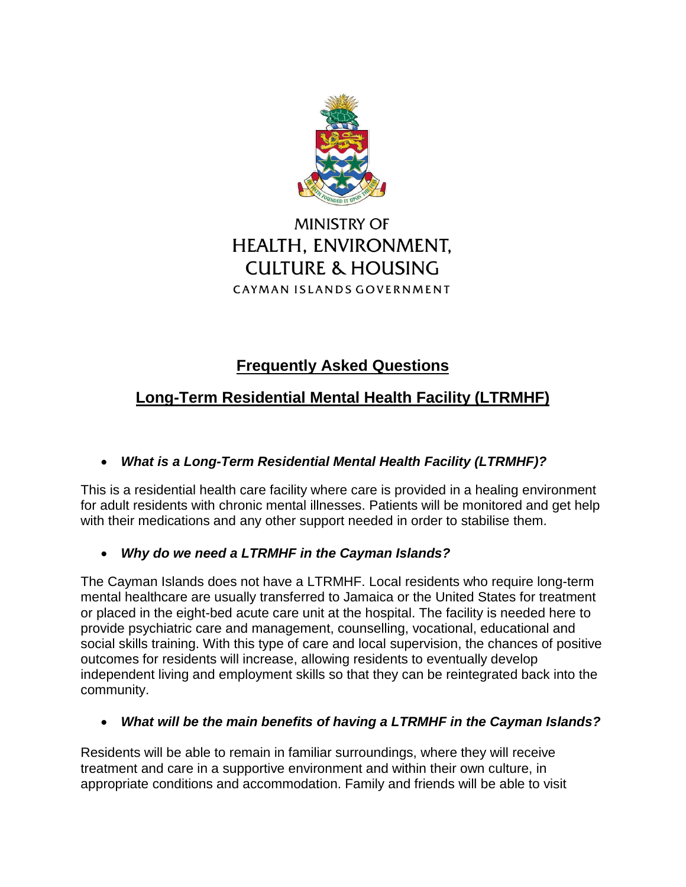MINISTRY OF
HEALTH, ENVIRONMENT,
CULTURE & HOUSING
CAYMAN ISLANDS GOVERNMENT

# Frequently Asked Questions

## Long-Term Residential Mental Health Facility (LTRMHF)

- ***What is a Long-Term Residential Mental Health Facility (LTRMHF)?***

This is a residential health care facility where care is provided in a healing environment for adult residents with chronic mental illnesses. Patients will be monitored and get help with their medications and any other support needed in order to stabilise them.

- ***Why do we need a LTRMHF in the Cayman Islands?***

The Cayman Islands does not have a LTRMHF. Local residents who require long-term mental healthcare are usually transferred to Jamaica or the United States for treatment or placed in the eight-bed acute care unit at the hospital. The facility is needed here to provide psychiatric care and management, counselling, vocational, educational and social skills training. With this type of care and local supervision, the chances of positive outcomes for residents will increase, allowing residents to eventually develop independent living and employment skills so that they can be reintegrated back into the community.

- ***What will be the main benefits of having a LTRMHF in the Cayman Islands?***

Residents will be able to remain in familiar surroundings, where they will receive treatment and care in a supportive environment and within their own culture, in appropriate conditions and accommodation. Family and friends will be able to visit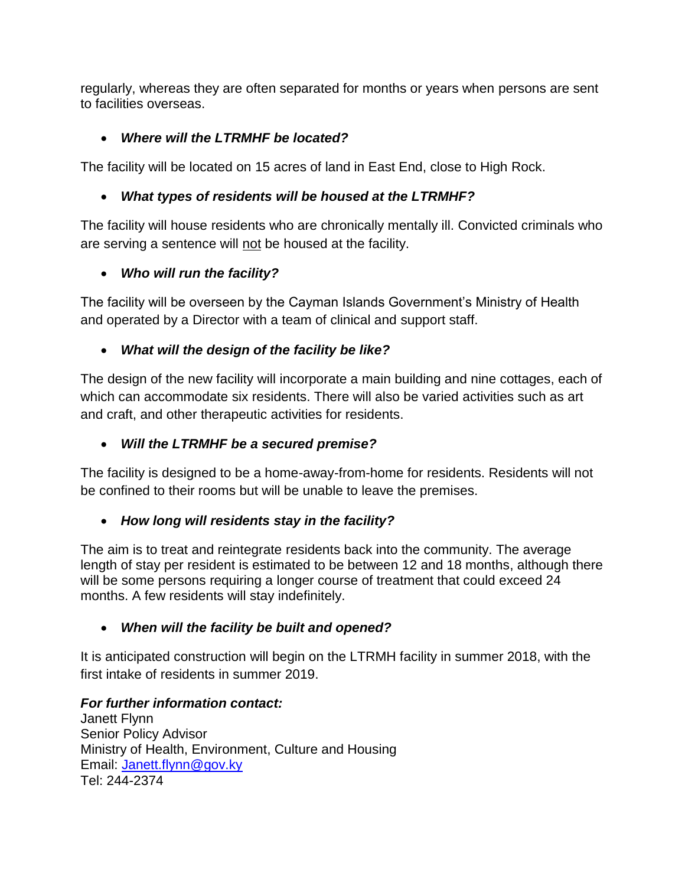regularly, whereas they are often separated for months or years when persons are sent to facilities overseas.

- ***Where will the LTRMHF be located?***

The facility will be located on 15 acres of land in East End, close to High Rock.

- ***What types of residents will be housed at the LTRMHF?***

The facility will house residents who are chronically mentally ill. Convicted criminals who are serving a sentence will <u>not</u> be housed at the facility.

- ***Who will run the facility?***

The facility will be overseen by the Cayman Islands Government's Ministry of Health and operated by a Director with a team of clinical and support staff.

- ***What will the design of the facility be like?***

The design of the new facility will incorporate a main building and nine cottages, each of which can accommodate six residents. There will also be varied activities such as art and craft, and other therapeutic activities for residents.

- ***Will the LTRMHF be a secured premise?***

The facility is designed to be a home-away-from-home for residents. Residents will not be confined to their rooms but will be unable to leave the premises.

- ***How long will residents stay in the facility?***

The aim is to treat and reintegrate residents back into the community. The average length of stay per resident is estimated to be between 12 and 18 months, although there will be some persons requiring a longer course of treatment that could exceed 24 months. A few residents will stay indefinitely.

- ***When will the facility be built and opened?***

It is anticipated construction will begin on the LTRMH facility in summer 2018, with the first intake of residents in summer 2019.

***For further information contact:***
Janett Flynn
Senior Policy Advisor
Ministry of Health, Environment, Culture and Housing
Email: [Janett.flynn@gov.ky](mailto:Janett.flynn@gov.ky)
Tel: 244-2374